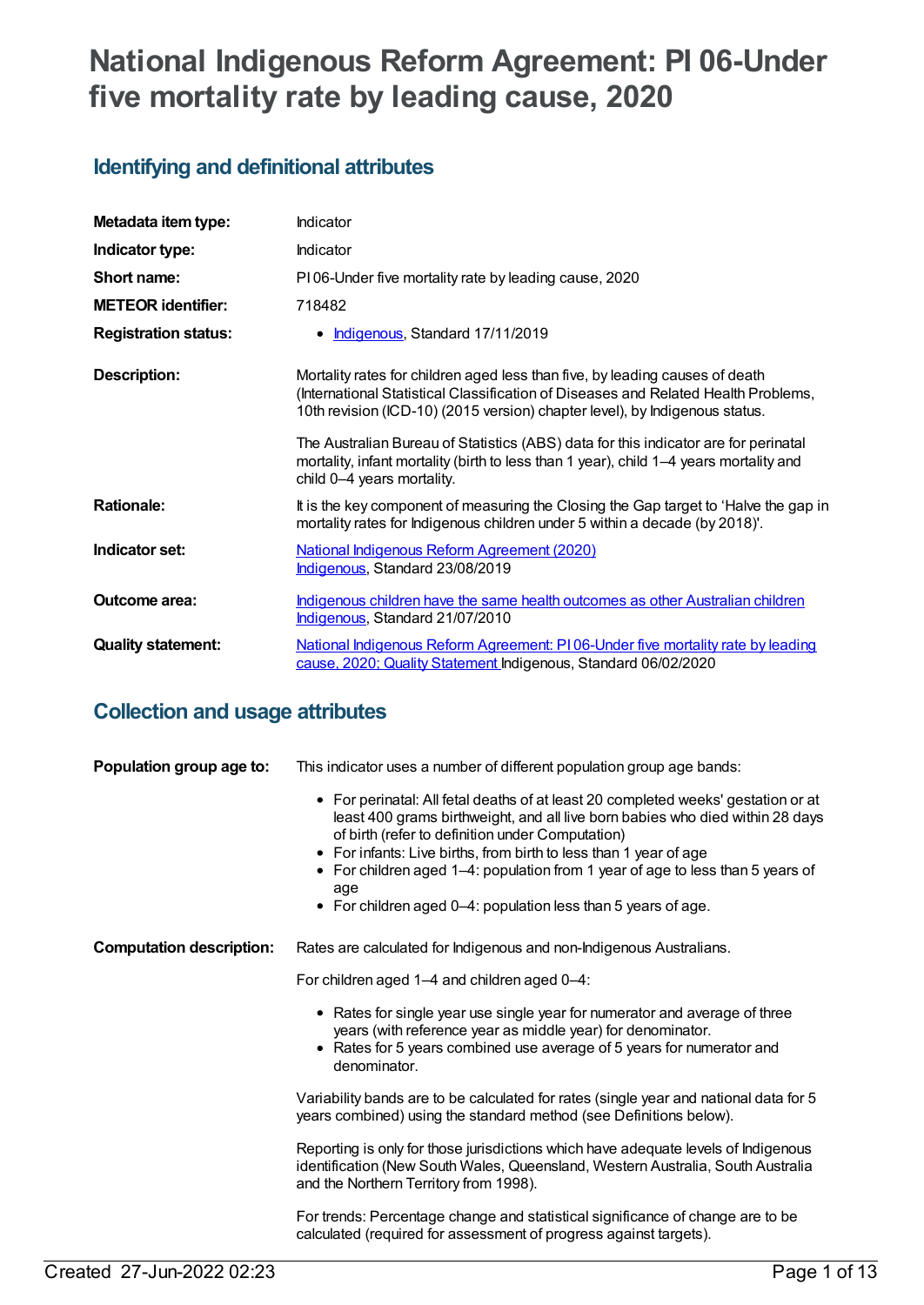# National Indigenous Reform Agreement: PI 06-Under five mortality rate by leading cause, 2020

## Identifying and definitional attributes

| | |
|---|---|
| **Metadata item type:** | Indicator |
| **Indicator type:** | Indicator |
| **Short name:** | PI 06-Under five mortality rate by leading cause, 2020 |
| **METEOR identifier:** | 718482 |
| **Registration status:** | • Indigenous, Standard 17/11/2019 |
| **Description:** | Mortality rates for children aged less than five, by leading causes of death (International Statistical Classification of Diseases and Related Health Problems, 10th revision (ICD-10) (2015 version) chapter level), by Indigenous status.<br><br>The Australian Bureau of Statistics (ABS) data for this indicator are for perinatal mortality, infant mortality (birth to less than 1 year), child 1–4 years mortality and child 0–4 years mortality. |
| **Rationale:** | It is the key component of measuring the Closing the Gap target to 'Halve the gap in mortality rates for Indigenous children under 5 within a decade (by 2018)'. |
| **Indicator set:** | National Indigenous Reform Agreement (2020)<br>Indigenous, Standard 23/08/2019 |
| **Outcome area:** | Indigenous children have the same health outcomes as other Australian children<br>Indigenous, Standard 21/07/2010 |
| **Quality statement:** | National Indigenous Reform Agreement: PI 06-Under five mortality rate by leading cause, 2020; Quality Statement Indigenous, Standard 06/02/2020 |

## Collection and usage attributes

**Population group age to:**

This indicator uses a number of different population group age bands:

- For perinatal: All fetal deaths of at least 20 completed weeks' gestation or at least 400 grams birthweight, and all live born babies who died within 28 days of birth (refer to definition under Computation)
- For infants: Live births, from birth to less than 1 year of age
- For children aged 1–4: population from 1 year of age to less than 5 years of age
- For children aged 0–4: population less than 5 years of age.

**Computation description:**

Rates are calculated for Indigenous and non-Indigenous Australians.

For children aged 1–4 and children aged 0–4:

- Rates for single year use single year for numerator and average of three years (with reference year as middle year) for denominator.
- Rates for 5 years combined use average of 5 years for numerator and denominator.

Variability bands are to be calculated for rates (single year and national data for 5 years combined) using the standard method (see Definitions below).

Reporting is only for those jurisdictions which have adequate levels of Indigenous identification (New South Wales, Queensland, Western Australia, South Australia and the Northern Territory from 1998).

For trends: Percentage change and statistical significance of change are to be calculated (required for assessment of progress against targets).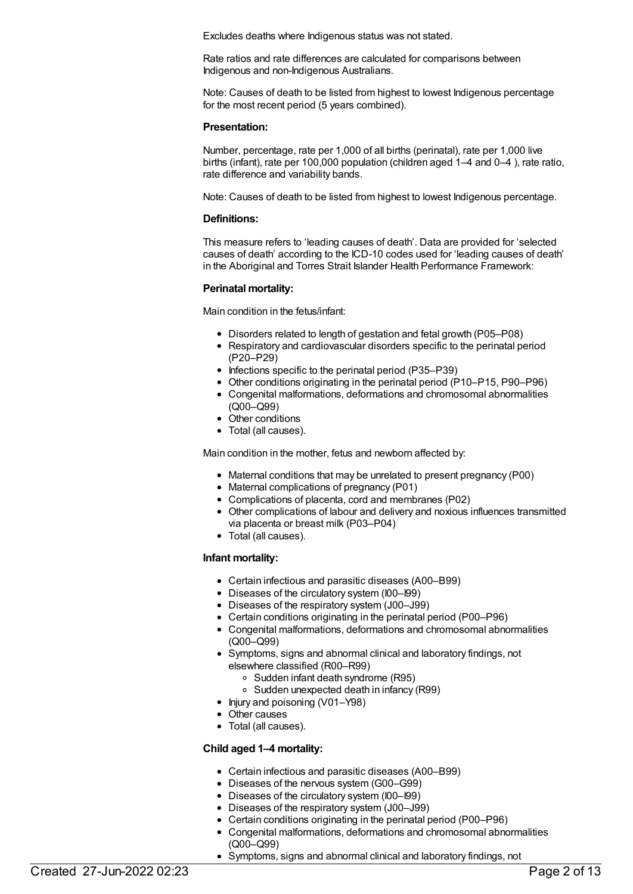Excludes deaths where Indigenous status was not stated.

Rate ratios and rate differences are calculated for comparisons between Indigenous and non-Indigenous Australians.

Note: Causes of death to be listed from highest to lowest Indigenous percentage for the most recent period (5 years combined).

**Presentation:**

Number, percentage, rate per 1,000 of all births (perinatal), rate per 1,000 live births (infant), rate per 100,000 population (children aged 1–4 and 0–4 ), rate ratio, rate difference and variability bands.

Note: Causes of death to be listed from highest to lowest Indigenous percentage.

**Definitions:**

This measure refers to 'leading causes of death'. Data are provided for 'selected causes of death' according to the ICD-10 codes used for 'leading causes of death' in the Aboriginal and Torres Strait Islander Health Performance Framework:

**Perinatal mortality:**

Main condition in the fetus/infant:

- Disorders related to length of gestation and fetal growth (P05–P08)
- Respiratory and cardiovascular disorders specific to the perinatal period (P20–P29)
- Infections specific to the perinatal period (P35–P39)
- Other conditions originating in the perinatal period (P10–P15, P90–P96)
- Congenital malformations, deformations and chromosomal abnormalities (Q00–Q99)
- Other conditions
- Total (all causes).

Main condition in the mother, fetus and newborn affected by:

- Maternal conditions that may be unrelated to present pregnancy (P00)
- Maternal complications of pregnancy (P01)
- Complications of placenta, cord and membranes (P02)
- Other complications of labour and delivery and noxious influences transmitted via placenta or breast milk (P03–P04)
- Total (all causes).

**Infant mortality:**

- Certain infectious and parasitic diseases (A00–B99)
- Diseases of the circulatory system (I00–I99)
- Diseases of the respiratory system (J00–J99)
- Certain conditions originating in the perinatal period (P00–P96)
- Congenital malformations, deformations and chromosomal abnormalities (Q00–Q99)
- Symptoms, signs and abnormal clinical and laboratory findings, not elsewhere classified (R00–R99)
  - Sudden infant death syndrome (R95)
  - Sudden unexpected death in infancy (R99)
- Injury and poisoning (V01–Y98)
- Other causes
- Total (all causes).

**Child aged 1–4 mortality:**

- Certain infectious and parasitic diseases (A00–B99)
- Diseases of the nervous system (G00–G99)
- Diseases of the circulatory system (I00–I99)
- Diseases of the respiratory system (J00–J99)
- Certain conditions originating in the perinatal period (P00–P96)
- Congenital malformations, deformations and chromosomal abnormalities (Q00–Q99)
- Symptoms, signs and abnormal clinical and laboratory findings, not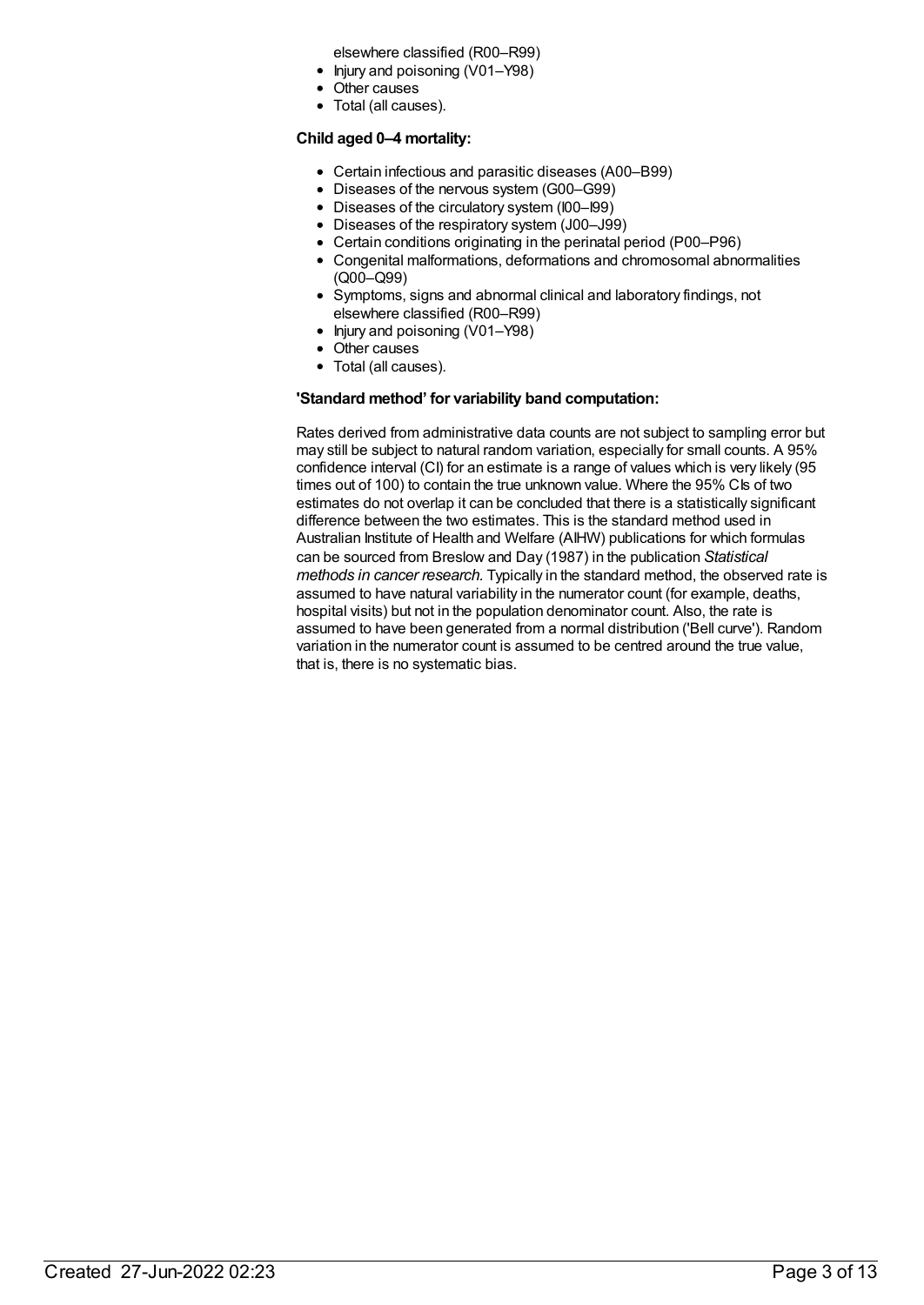elsewhere classified (R00–R99)
- Injury and poisoning (V01–Y98)
- Other causes
- Total (all causes).

**Child aged 0–4 mortality:**

- Certain infectious and parasitic diseases (A00–B99)
- Diseases of the nervous system (G00–G99)
- Diseases of the circulatory system (I00–I99)
- Diseases of the respiratory system (J00–J99)
- Certain conditions originating in the perinatal period (P00–P96)
- Congenital malformations, deformations and chromosomal abnormalities (Q00–Q99)
- Symptoms, signs and abnormal clinical and laboratory findings, not elsewhere classified (R00–R99)
- Injury and poisoning (V01–Y98)
- Other causes
- Total (all causes).

**'Standard method' for variability band computation:**

Rates derived from administrative data counts are not subject to sampling error but may still be subject to natural random variation, especially for small counts. A 95% confidence interval (CI) for an estimate is a range of values which is very likely (95 times out of 100) to contain the true unknown value. Where the 95% CIs of two estimates do not overlap it can be concluded that there is a statistically significant difference between the two estimates. This is the standard method used in Australian Institute of Health and Welfare (AIHW) publications for which formulas can be sourced from Breslow and Day (1987) in the publication *Statistical methods in cancer research*. Typically in the standard method, the observed rate is assumed to have natural variability in the numerator count (for example, deaths, hospital visits) but not in the population denominator count. Also, the rate is assumed to have been generated from a normal distribution ('Bell curve'). Random variation in the numerator count is assumed to be centred around the true value, that is, there is no systematic bias.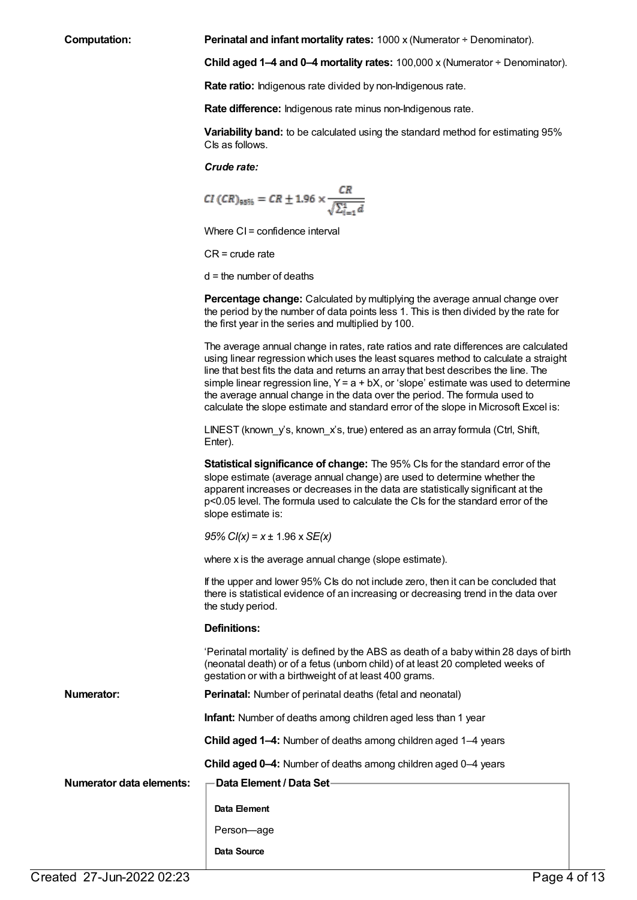**Computation:** **Perinatal and infant mortality rates:** 1000 x (Numerator ÷ Denominator).

**Child aged 1–4 and 0–4 mortality rates:** 100,000 x (Numerator ÷ Denominator).

**Rate ratio:** Indigenous rate divided by non-Indigenous rate.

**Rate difference:** Indigenous rate minus non-Indigenous rate.

**Variability band:** to be calculated using the standard method for estimating 95% CIs as follows.

***Crude rate:***

$$CI\,(CR)_{95\%} = CR \pm 1.96 \times \frac{CR}{\sqrt{\sum_{i=1}^{1} d}}$$

Where CI = confidence interval

CR = crude rate

d = the number of deaths

**Percentage change:** Calculated by multiplying the average annual change over the period by the number of data points less 1. This is then divided by the rate for the first year in the series and multiplied by 100.

The average annual change in rates, rate ratios and rate differences are calculated using linear regression which uses the least squares method to calculate a straight line that best fits the data and returns an array that best describes the line. The simple linear regression line, Y = a + bX, or 'slope' estimate was used to determine the average annual change in the data over the period. The formula used to calculate the slope estimate and standard error of the slope in Microsoft Excel is:

LINEST (known_y's, known_x's, true) entered as an array formula (Ctrl, Shift, Enter).

**Statistical significance of change:** The 95% CIs for the standard error of the slope estimate (average annual change) are used to determine whether the apparent increases or decreases in the data are statistically significant at the $p<0.05$ level. The formula used to calculate the CIs for the standard error of the slope estimate is:

$95\%\ CI(x) = x \pm 1.96 \times SE(x)$

where x is the average annual change (slope estimate).

If the upper and lower 95% CIs do not include zero, then it can be concluded that there is statistical evidence of an increasing or decreasing trend in the data over the study period.

**Definitions:**

'Perinatal mortality' is defined by the ABS as death of a baby within 28 days of birth (neonatal death) or of a fetus (unborn child) of at least 20 completed weeks of gestation or with a birthweight of at least 400 grams.

**Numerator:** **Perinatal:** Number of perinatal deaths (fetal and neonatal)

**Infant:** Number of deaths among children aged less than 1 year

**Child aged 1–4:** Number of deaths among children aged 1–4 years

**Child aged 0–4:** Number of deaths among children aged 0–4 years

**Numerator data elements:**

**Data Element / Data Set**

**Data Element**

Person—age

**Data Source**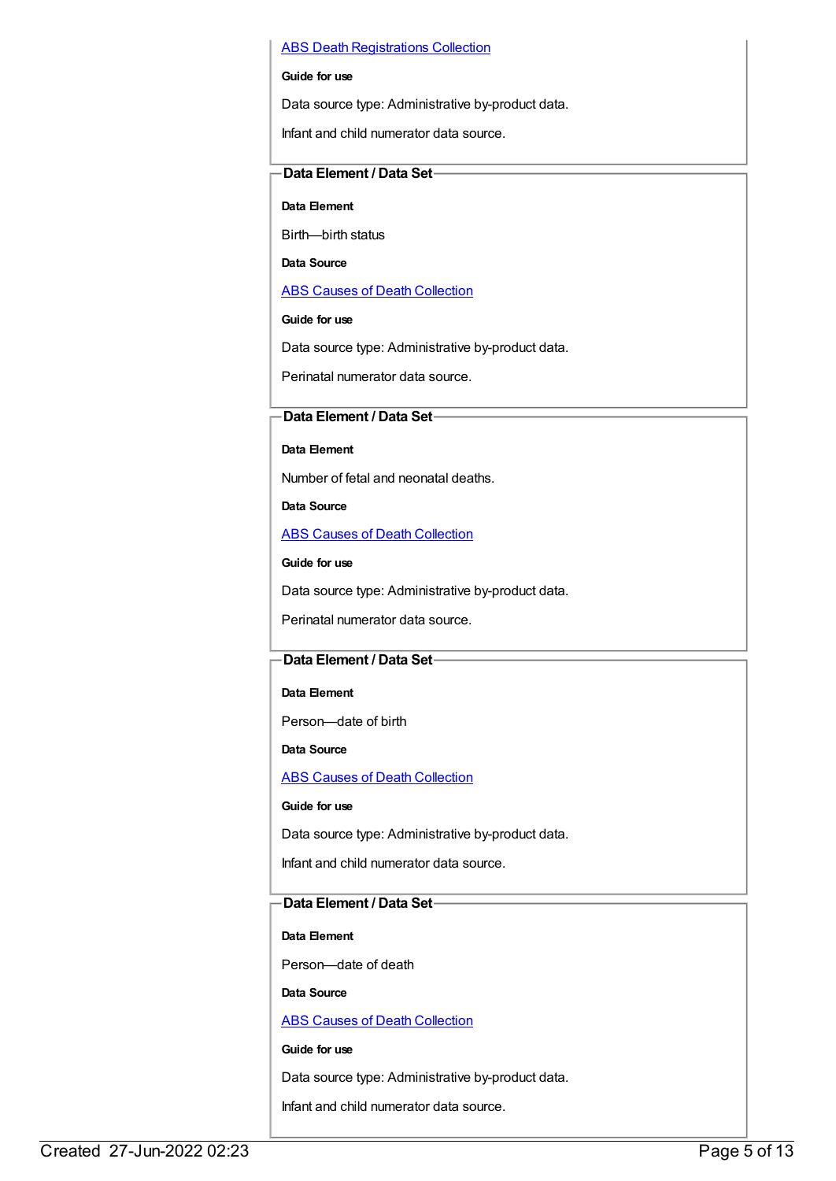[ABS Death Registrations Collection](#)

**Guide for use**

Data source type: Administrative by-product data.

Infant and child numerator data source.

### Data Element / Data Set

**Data Element**

Birth—birth status

**Data Source**

[ABS Causes of Death Collection](#)

**Guide for use**

Data source type: Administrative by-product data.

Perinatal numerator data source.

### Data Element / Data Set

**Data Element**

Number of fetal and neonatal deaths.

**Data Source**

[ABS Causes of Death Collection](#)

**Guide for use**

Data source type: Administrative by-product data.

Perinatal numerator data source.

### Data Element / Data Set

**Data Element**

Person—date of birth

**Data Source**

[ABS Causes of Death Collection](#)

**Guide for use**

Data source type: Administrative by-product data.

Infant and child numerator data source.

### Data Element / Data Set

**Data Element**

Person—date of death

**Data Source**

[ABS Causes of Death Collection](#)

**Guide for use**

Data source type: Administrative by-product data.

Infant and child numerator data source.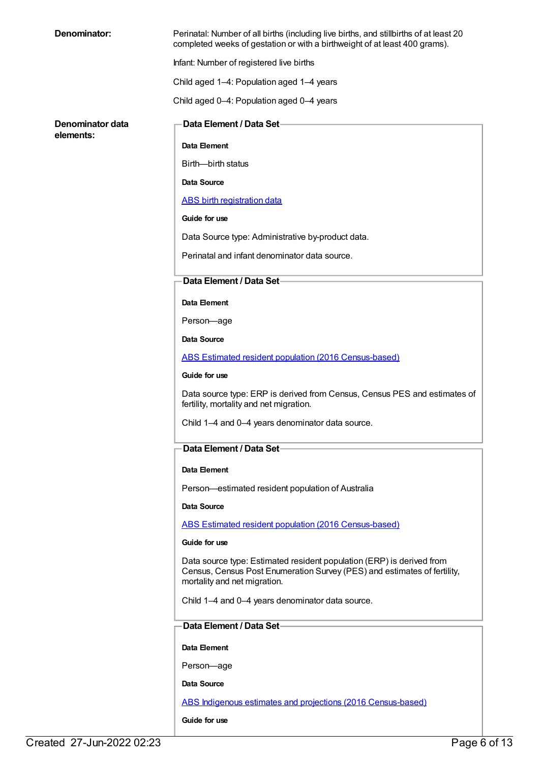**Denominator:**

Perinatal: Number of all births (including live births, and stillbirths of at least 20 completed weeks of gestation or with a birthweight of at least 400 grams).

Infant: Number of registered live births

Child aged 1–4: Population aged 1–4 years

Child aged 0–4: Population aged 0–4 years

**Denominator data elements:**

**Data Element / Data Set**

**Data Element**

Birth—birth status

**Data Source**

ABS birth registration data

**Guide for use**

Data Source type: Administrative by-product data.

Perinatal and infant denominator data source.

**Data Element / Data Set**

**Data Element**

Person—age

**Data Source**

ABS Estimated resident population (2016 Census-based)

**Guide for use**

Data source type: ERP is derived from Census, Census PES and estimates of fertility, mortality and net migration.

Child 1–4 and 0–4 years denominator data source.

**Data Element / Data Set**

**Data Element**

Person—estimated resident population of Australia

**Data Source**

ABS Estimated resident population (2016 Census-based)

**Guide for use**

Data source type: Estimated resident population (ERP) is derived from Census, Census Post Enumeration Survey (PES) and estimates of fertility, mortality and net migration.

Child 1–4 and 0–4 years denominator data source.

**Data Element / Data Set**

**Data Element**

Person—age

**Data Source**

ABS Indigenous estimates and projections (2016 Census-based)

**Guide for use**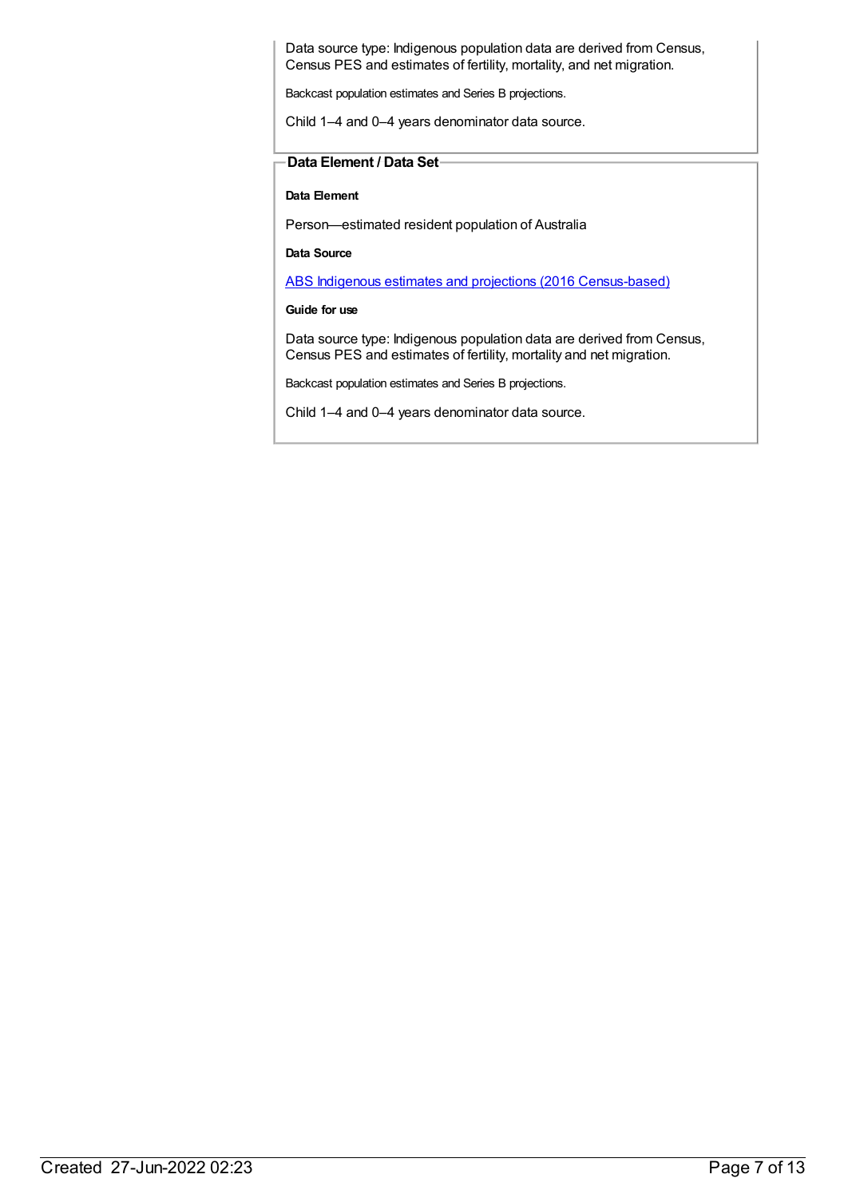Data source type: Indigenous population data are derived from Census, Census PES and estimates of fertility, mortality, and net migration.

Backcast population estimates and Series B projections.

Child 1–4 and 0–4 years denominator data source.

**Data Element / Data Set**

**Data Element**

Person—estimated resident population of Australia

**Data Source**

[ABS Indigenous estimates and projections (2016 Census-based)]

**Guide for use**

Data source type: Indigenous population data are derived from Census, Census PES and estimates of fertility, mortality and net migration.

Backcast population estimates and Series B projections.

Child 1–4 and 0–4 years denominator data source.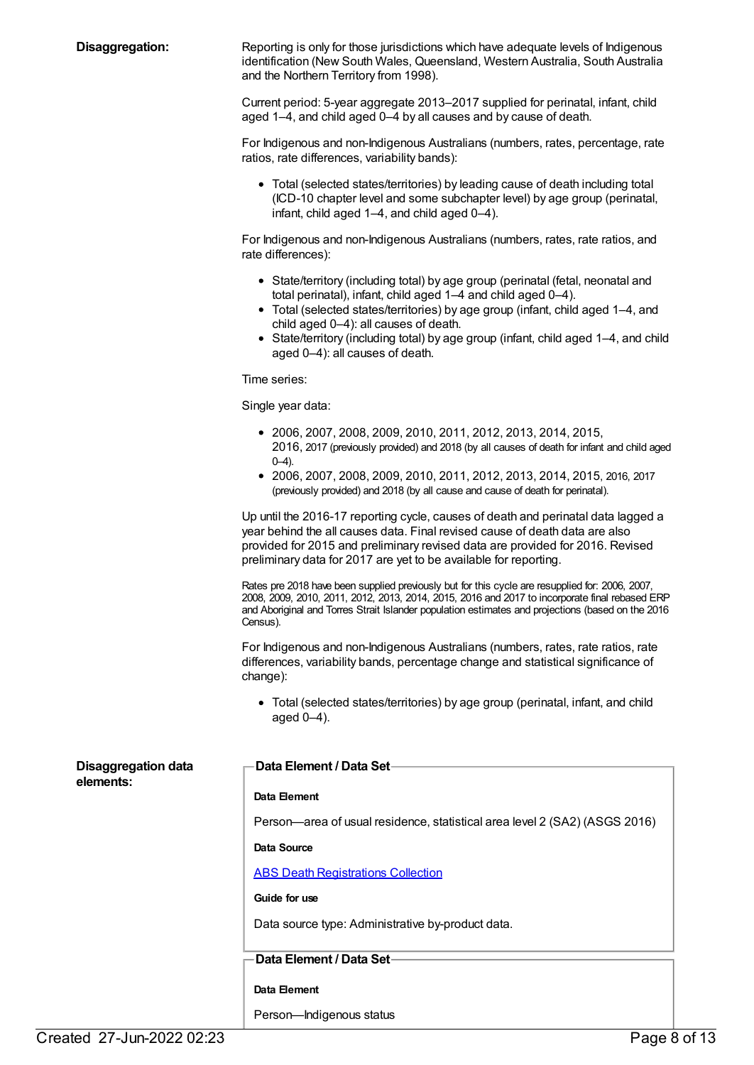**Disaggregation:**

Reporting is only for those jurisdictions which have adequate levels of Indigenous identification (New South Wales, Queensland, Western Australia, South Australia and the Northern Territory from 1998).

Current period: 5-year aggregate 2013–2017 supplied for perinatal, infant, child aged 1–4, and child aged 0–4 by all causes and by cause of death.

For Indigenous and non-Indigenous Australians (numbers, rates, percentage, rate ratios, rate differences, variability bands):

- Total (selected states/territories) by leading cause of death including total (ICD-10 chapter level and some subchapter level) by age group (perinatal, infant, child aged 1–4, and child aged 0–4).

For Indigenous and non-Indigenous Australians (numbers, rates, rate ratios, and rate differences):

- State/territory (including total) by age group (perinatal (fetal, neonatal and total perinatal), infant, child aged 1–4 and child aged 0–4).
- Total (selected states/territories) by age group (infant, child aged 1–4, and child aged 0–4): all causes of death.
- State/territory (including total) by age group (infant, child aged 1–4, and child aged 0–4): all causes of death.

Time series:

Single year data:

- 2006, 2007, 2008, 2009, 2010, 2011, 2012, 2013, 2014, 2015, 2016, 2017 (previously provided) and 2018 (by all causes of death for infant and child aged 0–4).
- 2006, 2007, 2008, 2009, 2010, 2011, 2012, 2013, 2014, 2015, 2016, 2017 (previously provided) and 2018 (by all cause and cause of death for perinatal).

Up until the 2016-17 reporting cycle, causes of death and perinatal data lagged a year behind the all causes data. Final revised cause of death data are also provided for 2015 and preliminary revised data are provided for 2016. Revised preliminary data for 2017 are yet to be available for reporting.

Rates pre 2018 have been supplied previously but for this cycle are resupplied for: 2006, 2007, 2008, 2009, 2010, 2011, 2012, 2013, 2014, 2015, 2016 and 2017 to incorporate final rebased ERP and Aboriginal and Torres Strait Islander population estimates and projections (based on the 2016 Census).

For Indigenous and non-Indigenous Australians (numbers, rates, rate ratios, rate differences, variability bands, percentage change and statistical significance of change):

- Total (selected states/territories) by age group (perinatal, infant, and child aged 0–4).

**Disaggregation data elements:**

**Data Element / Data Set**

**Data Element**

Person—area of usual residence, statistical area level 2 (SA2) (ASGS 2016)

**Data Source**

ABS Death Registrations Collection

**Guide for use**

Data source type: Administrative by-product data.

**Data Element / Data Set**

**Data Element**

Person—Indigenous status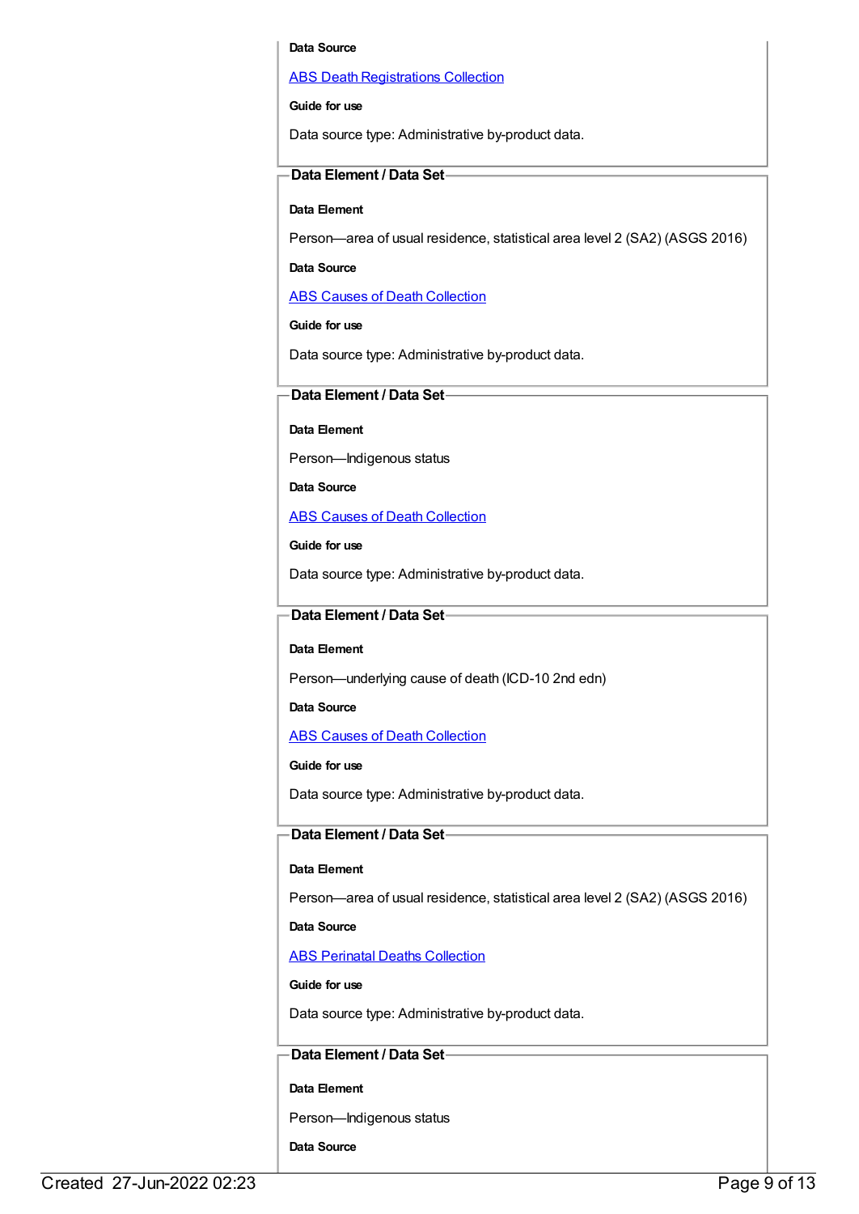**Data Source**

ABS Death Registrations Collection

**Guide for use**

Data source type: Administrative by-product data.

### Data Element / Data Set

**Data Element**

Person—area of usual residence, statistical area level 2 (SA2) (ASGS 2016)

**Data Source**

ABS Causes of Death Collection

**Guide for use**

Data source type: Administrative by-product data.

### Data Element / Data Set

**Data Element**

Person—Indigenous status

**Data Source**

ABS Causes of Death Collection

**Guide for use**

Data source type: Administrative by-product data.

### Data Element / Data Set

**Data Element**

Person—underlying cause of death (ICD-10 2nd edn)

**Data Source**

ABS Causes of Death Collection

**Guide for use**

Data source type: Administrative by-product data.

### Data Element / Data Set

**Data Element**

Person—area of usual residence, statistical area level 2 (SA2) (ASGS 2016)

**Data Source**

ABS Perinatal Deaths Collection

**Guide for use**

Data source type: Administrative by-product data.

### Data Element / Data Set

**Data Element**

Person—Indigenous status

**Data Source**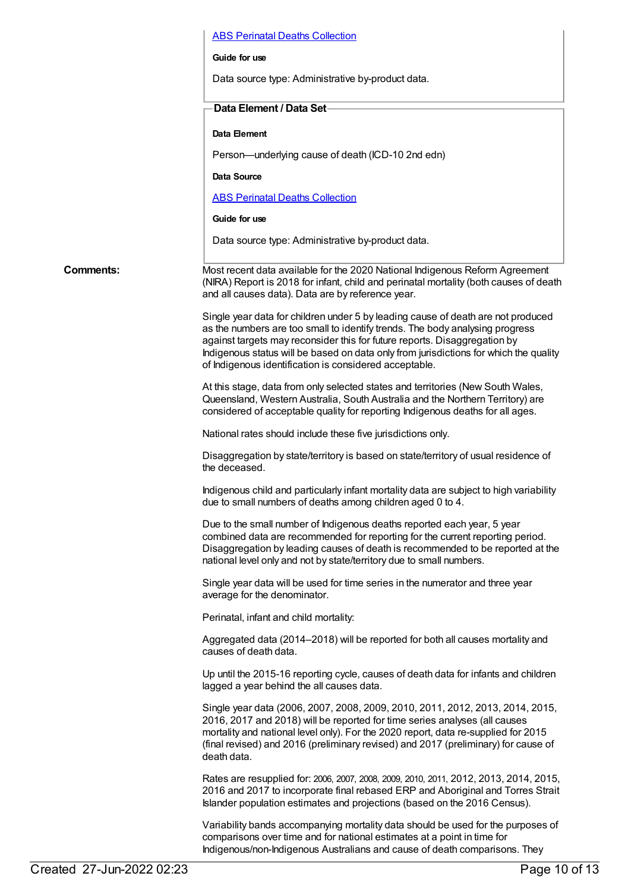[ABS Perinatal Deaths Collection](#)

**Guide for use**

Data source type: Administrative by-product data.

**Data Element / Data Set**

**Data Element**

Person—underlying cause of death (ICD-10 2nd edn)

**Data Source**

[ABS Perinatal Deaths Collection](#)

**Guide for use**

Data source type: Administrative by-product data.

**Comments:**

Most recent data available for the 2020 National Indigenous Reform Agreement (NIRA) Report is 2018 for infant, child and perinatal mortality (both causes of death and all causes data). Data are by reference year.

Single year data for children under 5 by leading cause of death are not produced as the numbers are too small to identify trends. The body analysing progress against targets may reconsider this for future reports. Disaggregation by Indigenous status will be based on data only from jurisdictions for which the quality of Indigenous identification is considered acceptable.

At this stage, data from only selected states and territories (New South Wales, Queensland, Western Australia, South Australia and the Northern Territory) are considered of acceptable quality for reporting Indigenous deaths for all ages.

National rates should include these five jurisdictions only.

Disaggregation by state/territory is based on state/territory of usual residence of the deceased.

Indigenous child and particularly infant mortality data are subject to high variability due to small numbers of deaths among children aged 0 to 4.

Due to the small number of Indigenous deaths reported each year, 5 year combined data are recommended for reporting for the current reporting period. Disaggregation by leading causes of death is recommended to be reported at the national level only and not by state/territory due to small numbers.

Single year data will be used for time series in the numerator and three year average for the denominator.

Perinatal, infant and child mortality:

Aggregated data (2014–2018) will be reported for both all causes mortality and causes of death data.

Up until the 2015-16 reporting cycle, causes of death data for infants and children lagged a year behind the all causes data.

Single year data (2006, 2007, 2008, 2009, 2010, 2011, 2012, 2013, 2014, 2015, 2016, 2017 and 2018) will be reported for time series analyses (all causes mortality and national level only). For the 2020 report, data re-supplied for 2015 (final revised) and 2016 (preliminary revised) and 2017 (preliminary) for cause of death data.

Rates are resupplied for: 2006, 2007, 2008, 2009, 2010, 2011, 2012, 2013, 2014, 2015, 2016 and 2017 to incorporate final rebased ERP and Aboriginal and Torres Strait Islander population estimates and projections (based on the 2016 Census).

Variability bands accompanying mortality data should be used for the purposes of comparisons over time and for national estimates at a point in time for Indigenous/non-Indigenous Australians and cause of death comparisons. They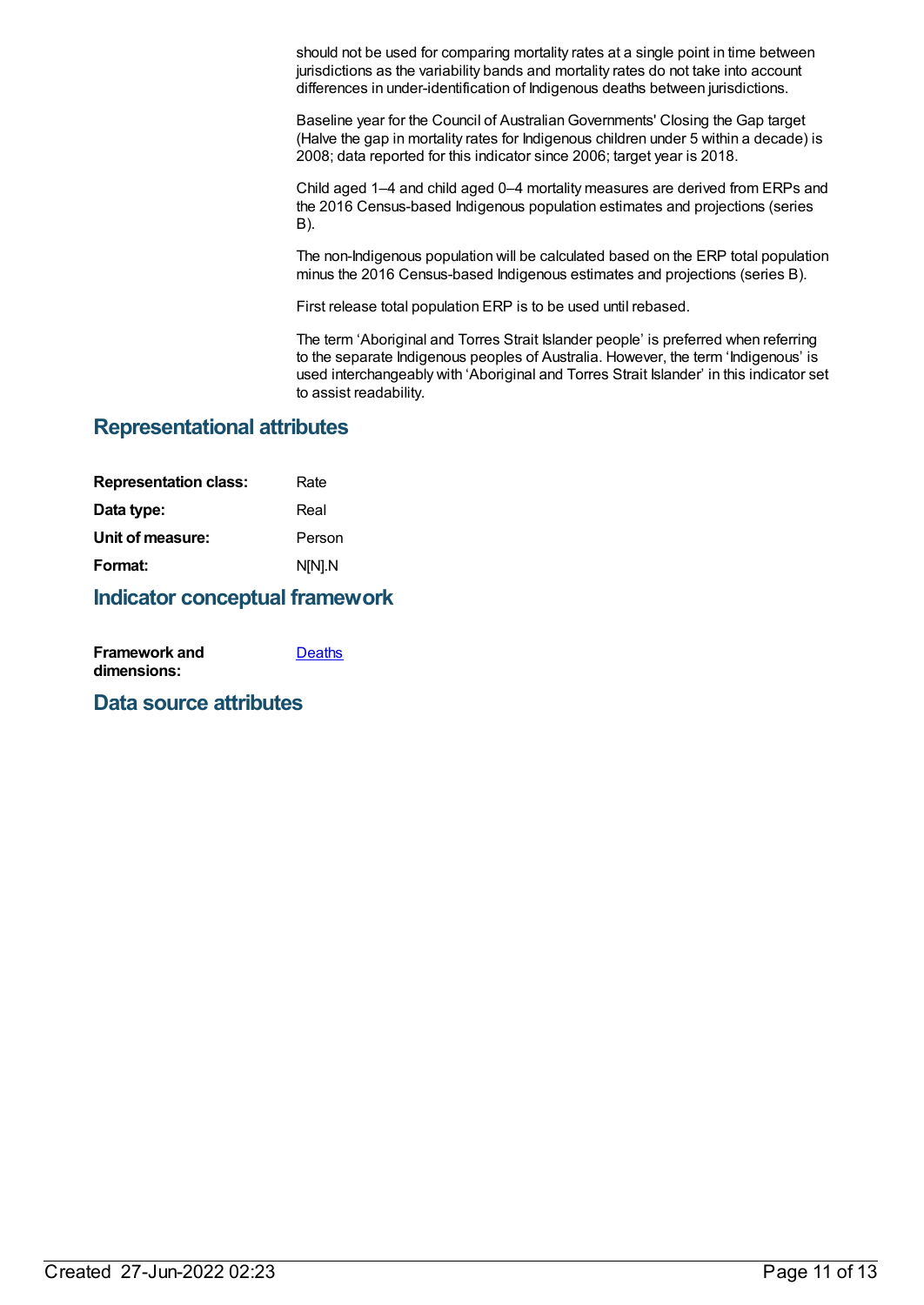should not be used for comparing mortality rates at a single point in time between jurisdictions as the variability bands and mortality rates do not take into account differences in under-identification of Indigenous deaths between jurisdictions.

Baseline year for the Council of Australian Governments' Closing the Gap target (Halve the gap in mortality rates for Indigenous children under 5 within a decade) is 2008; data reported for this indicator since 2006; target year is 2018.

Child aged 1–4 and child aged 0–4 mortality measures are derived from ERPs and the 2016 Census-based Indigenous population estimates and projections (series B).

The non-Indigenous population will be calculated based on the ERP total population minus the 2016 Census-based Indigenous estimates and projections (series B).

First release total population ERP is to be used until rebased.

The term 'Aboriginal and Torres Strait Islander people' is preferred when referring to the separate Indigenous peoples of Australia. However, the term 'Indigenous' is used interchangeably with 'Aboriginal and Torres Strait Islander' in this indicator set to assist readability.

## Representational attributes

| | |
|---|---|
| **Representation class:** | Rate |
| **Data type:** | Real |
| **Unit of measure:** | Person |
| **Format:** | N[N].N |

## Indicator conceptual framework

| | |
|---|---|
| **Framework and dimensions:** | Deaths |

## Data source attributes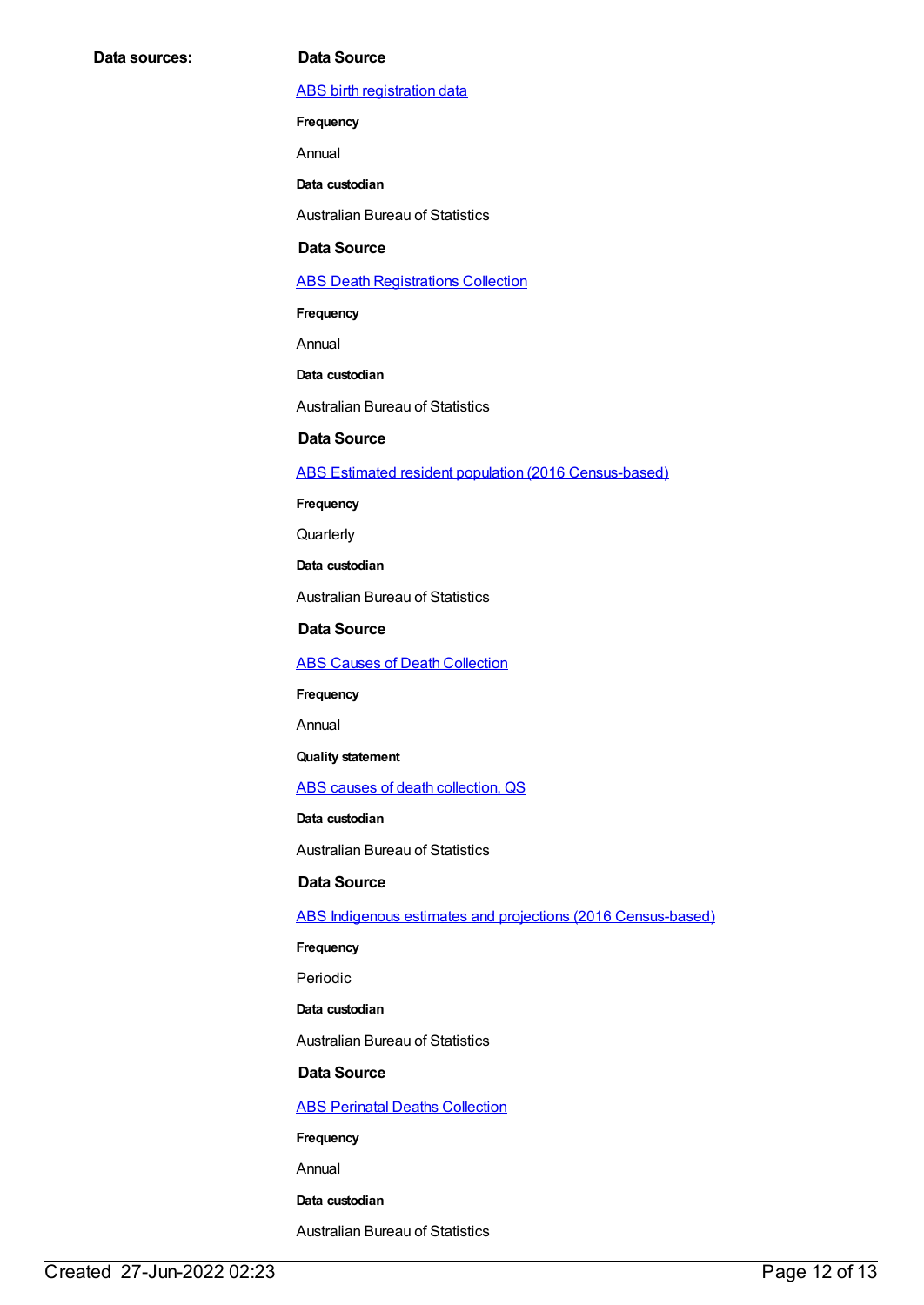**Data sources:**

**Data Source**

ABS birth registration data

**Frequency**

Annual

**Data custodian**

Australian Bureau of Statistics

**Data Source**

ABS Death Registrations Collection

**Frequency**

Annual

**Data custodian**

Australian Bureau of Statistics

**Data Source**

ABS Estimated resident population (2016 Census-based)

**Frequency**

Quarterly

**Data custodian**

Australian Bureau of Statistics

**Data Source**

ABS Causes of Death Collection

**Frequency**

Annual

**Quality statement**

ABS causes of death collection, QS

**Data custodian**

Australian Bureau of Statistics

**Data Source**

ABS Indigenous estimates and projections (2016 Census-based)

**Frequency**

Periodic

**Data custodian**

Australian Bureau of Statistics

**Data Source**

ABS Perinatal Deaths Collection

**Frequency**

Annual

**Data custodian**

Australian Bureau of Statistics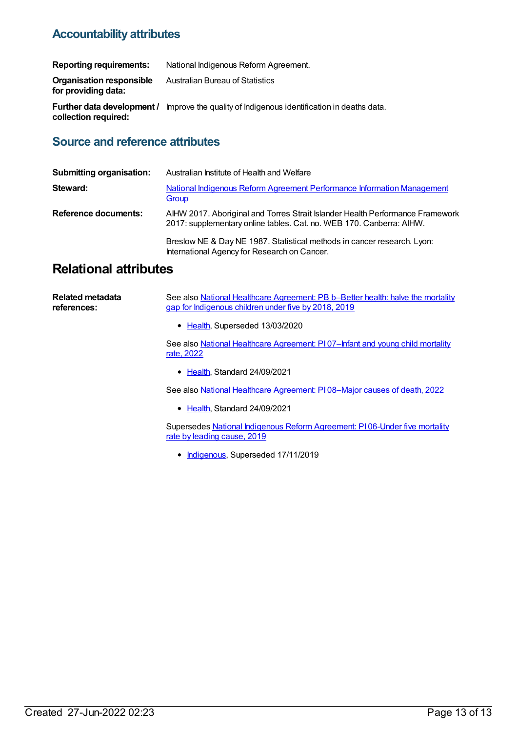## Accountability attributes

**Reporting requirements:** National Indigenous Reform Agreement.

**Organisation responsible for providing data:** Australian Bureau of Statistics

**Further data development / collection required:** Improve the quality of Indigenous identification in deaths data.

## Source and reference attributes

**Submitting organisation:** Australian Institute of Health and Welfare

**Steward:** National Indigenous Reform Agreement Performance Information Management Group

**Reference documents:** AIHW 2017. Aboriginal and Torres Strait Islander Health Performance Framework 2017: supplementary online tables. Cat. no. WEB 170. Canberra: AIHW.

Breslow NE & Day NE 1987. Statistical methods in cancer research. Lyon: International Agency for Research on Cancer.

# Relational attributes

**Related metadata references:**

See also National Healthcare Agreement: PB b–Better health: halve the mortality gap for Indigenous children under five by 2018, 2019

- Health, Superseded 13/03/2020

See also National Healthcare Agreement: PI 07–Infant and young child mortality rate, 2022

- Health, Standard 24/09/2021

See also National Healthcare Agreement: PI 08–Major causes of death, 2022

- Health, Standard 24/09/2021

Supersedes National Indigenous Reform Agreement: PI 06-Under five mortality rate by leading cause, 2019

- Indigenous, Superseded 17/11/2019